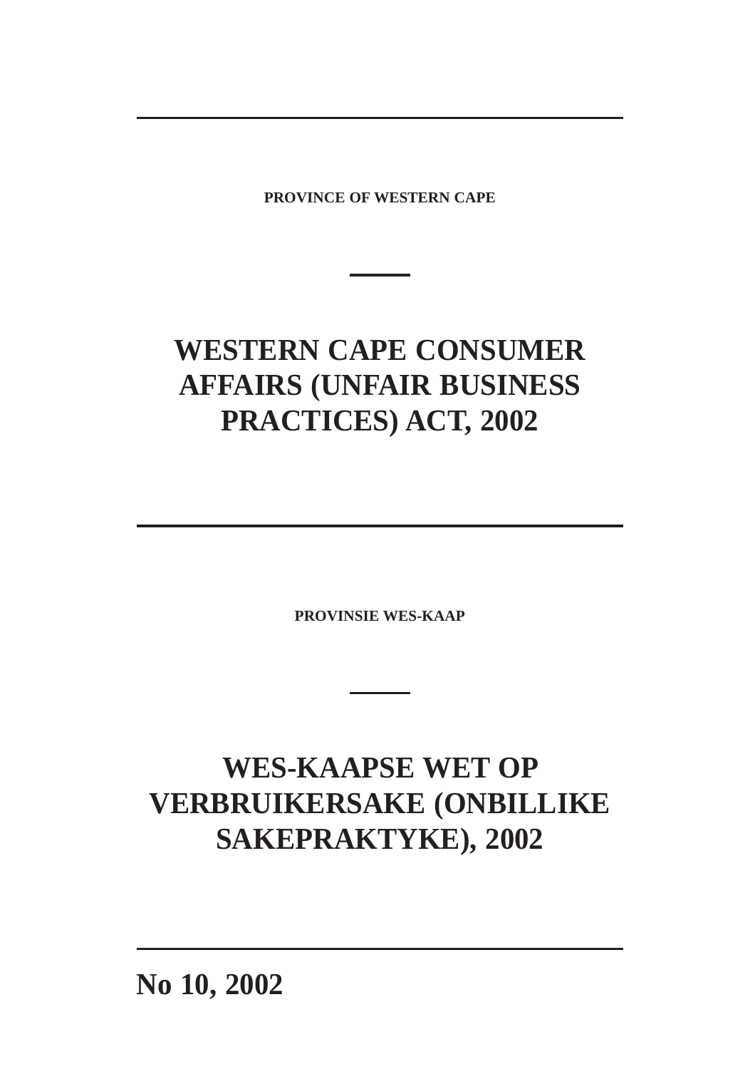**PROVINCE OF WESTERN CAPE**

# WESTERN CAPE CONSUMER AFFAIRS (UNFAIR BUSINESS PRACTICES) ACT, 2002

**PROVINSIE WES-KAAP**

# WES-KAAPSE WET OP VERBRUIKERSAKE (ONBILLIKE SAKEPRAKTYKE), 2002

**No 10, 2002**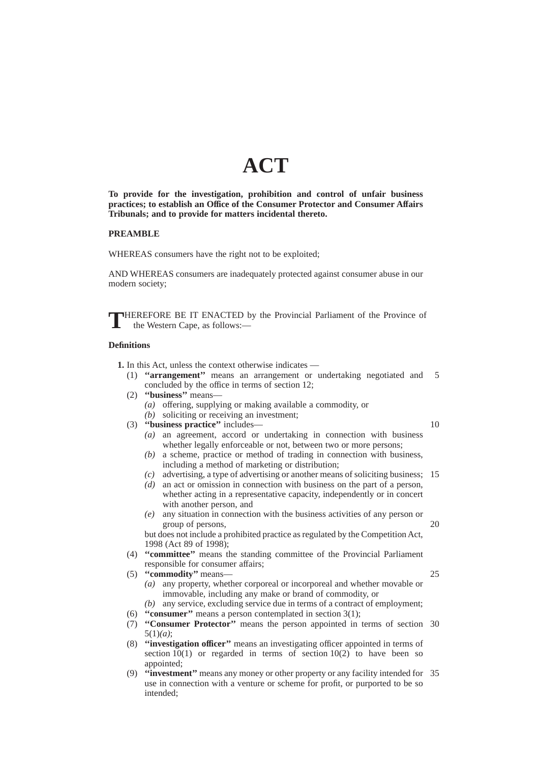# ACT

**To provide for the investigation, prohibition and control of unfair business practices; to establish an Office of the Consumer Protector and Consumer Affairs Tribunals; and to provide for matters incidental thereto.**

**PREAMBLE**

WHEREAS consumers have the right not to be exploited;

AND WHEREAS consumers are inadequately protected against consumer abuse in our modern society;

THEREFORE BE IT ENACTED by the Provincial Parliament of the Province of the Western Cape, as follows:—

**Definitions**

**1.** In this Act, unless the context otherwise indicates —

(1) **''arrangement''** means an arrangement or undertaking negotiated and concluded by the office in terms of section 12;

(2) **''business''** means—

*(a)* offering, supplying or making available a commodity, or

*(b)* soliciting or receiving an investment;

(3) **''business practice''** includes—

*(a)* an agreement, accord or undertaking in connection with business whether legally enforceable or not, between two or more persons;

*(b)* a scheme, practice or method of trading in connection with business, including a method of marketing or distribution;

*(c)* advertising, a type of advertising or another means of soliciting business;

*(d)* an act or omission in connection with business on the part of a person, whether acting in a representative capacity, independently or in concert with another person, and

*(e)* any situation in connection with the business activities of any person or group of persons,

but does not include a prohibited practice as regulated by the Competition Act, 1998 (Act 89 of 1998);

(4) **''committee''** means the standing committee of the Provincial Parliament responsible for consumer affairs;

(5) **''commodity''** means—

*(a)* any property, whether corporeal or incorporeal and whether movable or immovable, including any make or brand of commodity, or

*(b)* any service, excluding service due in terms of a contract of employment;

(6) **''consumer''** means a person contemplated in section 3(1);

(7) **''Consumer Protector''** means the person appointed in terms of section 5(1)*(a)*;

(8) **''investigation officer''** means an investigating officer appointed in terms of section 10(1) or regarded in terms of section 10(2) to have been so appointed;

(9) **''investment''** means any money or other property or any facility intended for use in connection with a venture or scheme for profit, or purported to be so intended;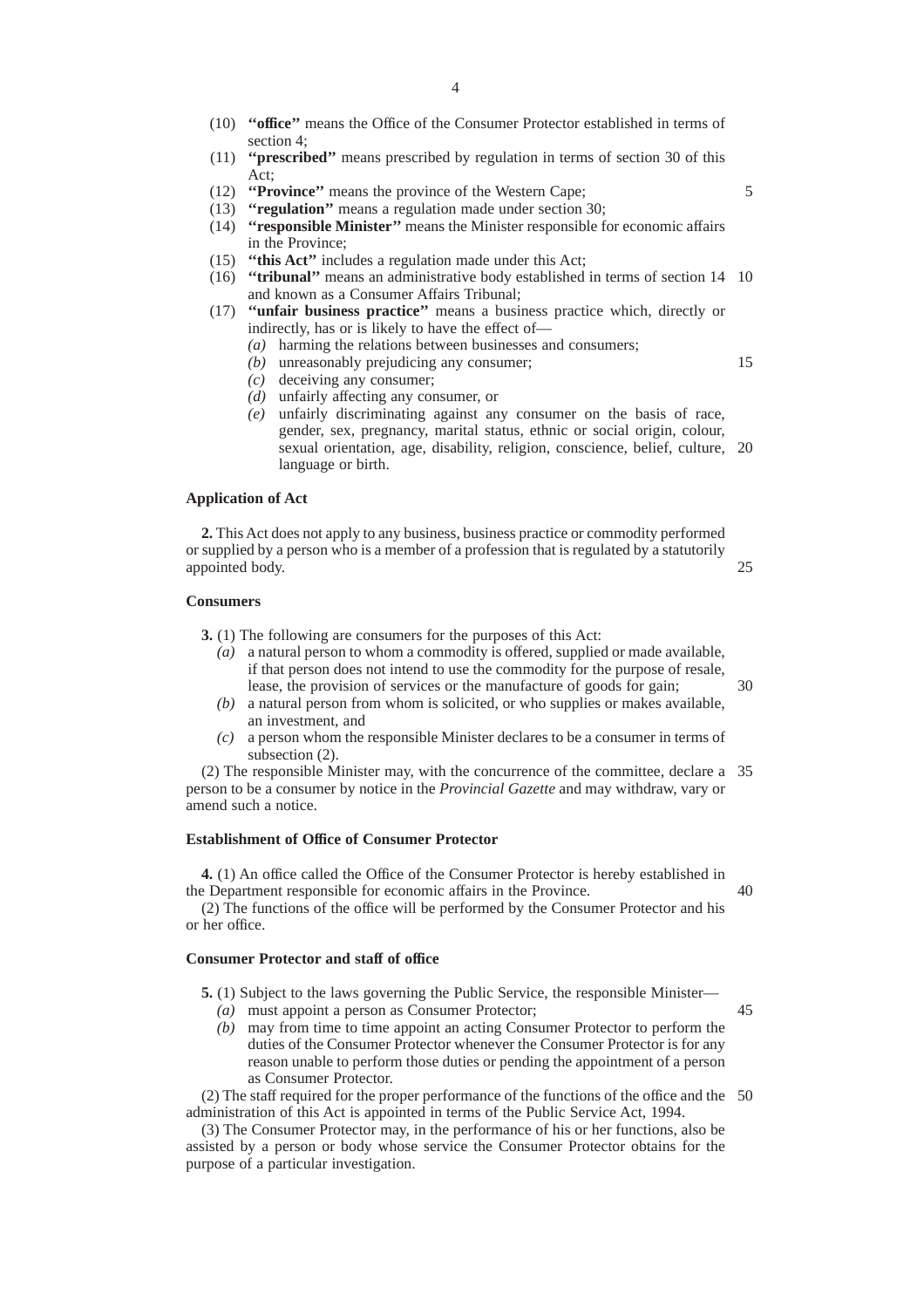(10) **"office"** means the Office of the Consumer Protector established in terms of section 4;

(11) **"prescribed"** means prescribed by regulation in terms of section 30 of this Act;

(12) **"Province"** means the province of the Western Cape;

(13) **"regulation"** means a regulation made under section 30;

(14) **"responsible Minister"** means the Minister responsible for economic affairs in the Province;

(15) **"this Act"** includes a regulation made under this Act;

(16) **"tribunal"** means an administrative body established in terms of section 14 and known as a Consumer Affairs Tribunal;

(17) **"unfair business practice"** means a business practice which, directly or indirectly, has or is likely to have the effect of—

*(a)* harming the relations between businesses and consumers;

*(b)* unreasonably prejudicing any consumer;

*(c)* deceiving any consumer;

*(d)* unfairly affecting any consumer, or

*(e)* unfairly discriminating against any consumer on the basis of race, gender, sex, pregnancy, marital status, ethnic or social origin, colour, sexual orientation, age, disability, religion, conscience, belief, culture, language or birth.

**Application of Act**

**2.** This Act does not apply to any business, business practice or commodity performed or supplied by a person who is a member of a profession that is regulated by a statutorily appointed body.

**Consumers**

**3.** (1) The following are consumers for the purposes of this Act:

*(a)* a natural person to whom a commodity is offered, supplied or made available, if that person does not intend to use the commodity for the purpose of resale, lease, the provision of services or the manufacture of goods for gain;

*(b)* a natural person from whom is solicited, or who supplies or makes available, an investment, and

*(c)* a person whom the responsible Minister declares to be a consumer in terms of subsection (2).

(2) The responsible Minister may, with the concurrence of the committee, declare a person to be a consumer by notice in the *Provincial Gazette* and may withdraw, vary or amend such a notice.

**Establishment of Office of Consumer Protector**

**4.** (1) An office called the Office of the Consumer Protector is hereby established in the Department responsible for economic affairs in the Province.

(2) The functions of the office will be performed by the Consumer Protector and his or her office.

**Consumer Protector and staff of office**

**5.** (1) Subject to the laws governing the Public Service, the responsible Minister—

*(a)* must appoint a person as Consumer Protector;

*(b)* may from time to time appoint an acting Consumer Protector to perform the duties of the Consumer Protector whenever the Consumer Protector is for any reason unable to perform those duties or pending the appointment of a person as Consumer Protector.

(2) The staff required for the proper performance of the functions of the office and the administration of this Act is appointed in terms of the Public Service Act, 1994.

(3) The Consumer Protector may, in the performance of his or her functions, also be assisted by a person or body whose service the Consumer Protector obtains for the purpose of a particular investigation.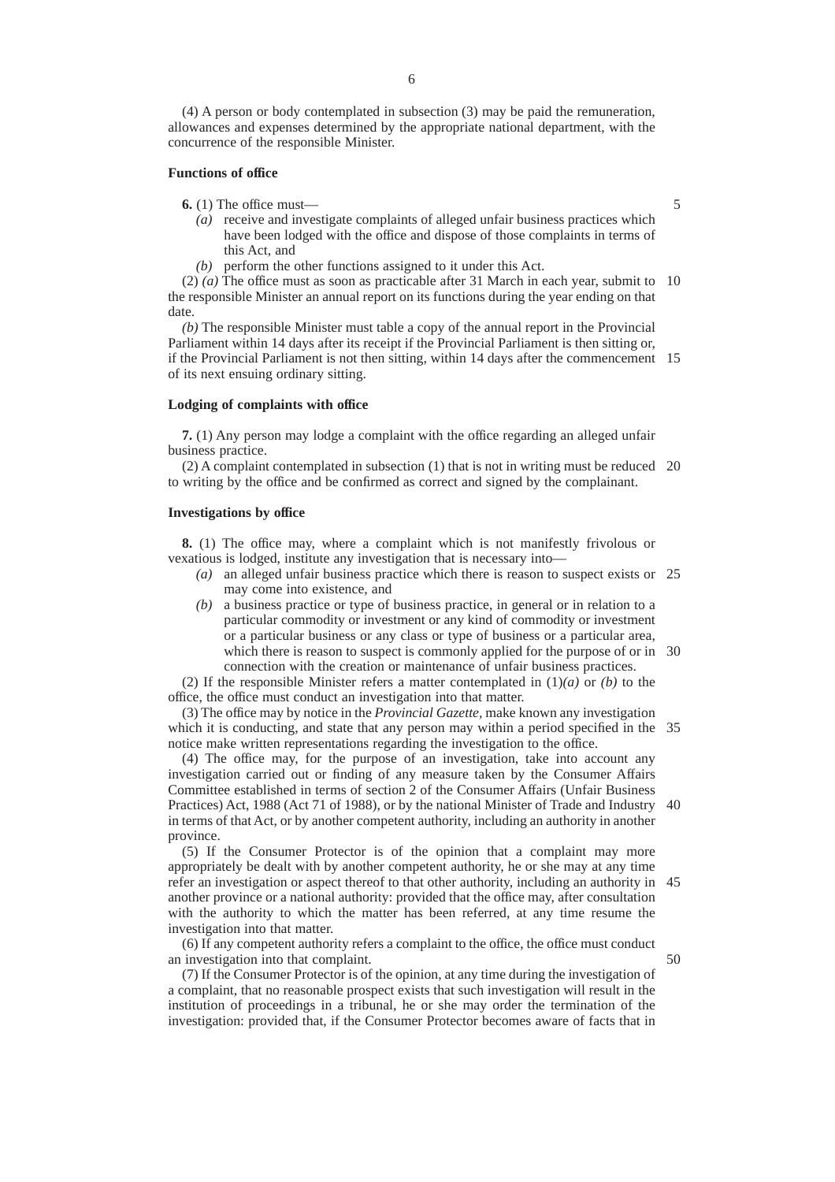(4) A person or body contemplated in subsection (3) may be paid the remuneration, allowances and expenses determined by the appropriate national department, with the concurrence of the responsible Minister.

### Functions of office

**6.** (1) The office must—

*(a)* receive and investigate complaints of alleged unfair business practices which have been lodged with the office and dispose of those complaints in terms of this Act, and

*(b)* perform the other functions assigned to it under this Act.

(2) *(a)* The office must as soon as practicable after 31 March in each year, submit to the responsible Minister an annual report on its functions during the year ending on that date.

*(b)* The responsible Minister must table a copy of the annual report in the Provincial Parliament within 14 days after its receipt if the Provincial Parliament is then sitting or, if the Provincial Parliament is not then sitting, within 14 days after the commencement of its next ensuing ordinary sitting.

### Lodging of complaints with office

**7.** (1) Any person may lodge a complaint with the office regarding an alleged unfair business practice.

(2) A complaint contemplated in subsection (1) that is not in writing must be reduced to writing by the office and be confirmed as correct and signed by the complainant.

### Investigations by office

**8.** (1) The office may, where a complaint which is not manifestly frivolous or vexatious is lodged, institute any investigation that is necessary into—

*(a)* an alleged unfair business practice which there is reason to suspect exists or may come into existence, and

*(b)* a business practice or type of business practice, in general or in relation to a particular commodity or investment or any kind of commodity or investment or a particular business or any class or type of business or a particular area, which there is reason to suspect is commonly applied for the purpose of or in connection with the creation or maintenance of unfair business practices.

(2) If the responsible Minister refers a matter contemplated in (1)*(a)* or *(b)* to the office, the office must conduct an investigation into that matter.

(3) The office may by notice in the *Provincial Gazette*, make known any investigation which it is conducting, and state that any person may within a period specified in the notice make written representations regarding the investigation to the office.

(4) The office may, for the purpose of an investigation, take into account any investigation carried out or finding of any measure taken by the Consumer Affairs Committee established in terms of section 2 of the Consumer Affairs (Unfair Business Practices) Act, 1988 (Act 71 of 1988), or by the national Minister of Trade and Industry in terms of that Act, or by another competent authority, including an authority in another province.

(5) If the Consumer Protector is of the opinion that a complaint may more appropriately be dealt with by another competent authority, he or she may at any time refer an investigation or aspect thereof to that other authority, including an authority in another province or a national authority: provided that the office may, after consultation with the authority to which the matter has been referred, at any time resume the investigation into that matter.

(6) If any competent authority refers a complaint to the office, the office must conduct an investigation into that complaint.

(7) If the Consumer Protector is of the opinion, at any time during the investigation of a complaint, that no reasonable prospect exists that such investigation will result in the institution of proceedings in a tribunal, he or she may order the termination of the investigation: provided that, if the Consumer Protector becomes aware of facts that in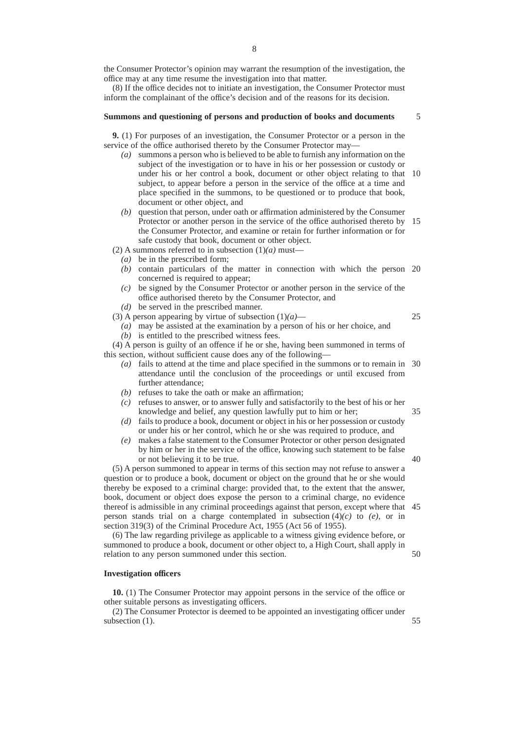the Consumer Protector's opinion may warrant the resumption of the investigation, the office may at any time resume the investigation into that matter.

(8) If the office decides not to initiate an investigation, the Consumer Protector must inform the complainant of the office's decision and of the reasons for its decision.

**Summons and questioning of persons and production of books and documents**

**9.** (1) For purposes of an investigation, the Consumer Protector or a person in the service of the office authorised thereto by the Consumer Protector may—

*(a)* summons a person who is believed to be able to furnish any information on the subject of the investigation or to have in his or her possession or custody or under his or her control a book, document or other object relating to that subject, to appear before a person in the service of the office at a time and place specified in the summons, to be questioned or to produce that book, document or other object, and

*(b)* question that person, under oath or affirmation administered by the Consumer Protector or another person in the service of the office authorised thereto by the Consumer Protector, and examine or retain for further information or for safe custody that book, document or other object.

(2) A summons referred to in subsection (1)*(a)* must—

*(a)* be in the prescribed form;

*(b)* contain particulars of the matter in connection with which the person concerned is required to appear;

*(c)* be signed by the Consumer Protector or another person in the service of the office authorised thereto by the Consumer Protector, and

*(d)* be served in the prescribed manner.

(3) A person appearing by virtue of subsection (1)*(a)*—

*(a)* may be assisted at the examination by a person of his or her choice, and

*(b)* is entitled to the prescribed witness fees.

(4) A person is guilty of an offence if he or she, having been summoned in terms of this section, without sufficient cause does any of the following—

*(a)* fails to attend at the time and place specified in the summons or to remain in attendance until the conclusion of the proceedings or until excused from further attendance;

*(b)* refuses to take the oath or make an affirmation;

*(c)* refuses to answer, or to answer fully and satisfactorily to the best of his or her knowledge and belief, any question lawfully put to him or her;

*(d)* fails to produce a book, document or object in his or her possession or custody or under his or her control, which he or she was required to produce, and

*(e)* makes a false statement to the Consumer Protector or other person designated by him or her in the service of the office, knowing such statement to be false or not believing it to be true.

(5) A person summoned to appear in terms of this section may not refuse to answer a question or to produce a book, document or object on the ground that he or she would thereby be exposed to a criminal charge: provided that, to the extent that the answer, book, document or object does expose the person to a criminal charge, no evidence thereof is admissible in any criminal proceedings against that person, except where that person stands trial on a charge contemplated in subsection (4)*(c)* to *(e)*, or in section 319(3) of the Criminal Procedure Act, 1955 (Act 56 of 1955).

(6) The law regarding privilege as applicable to a witness giving evidence before, or summoned to produce a book, document or other object to, a High Court, shall apply in relation to any person summoned under this section.

**Investigation officers**

**10.** (1) The Consumer Protector may appoint persons in the service of the office or other suitable persons as investigating officers.

(2) The Consumer Protector is deemed to be appointed an investigating officer under subsection (1).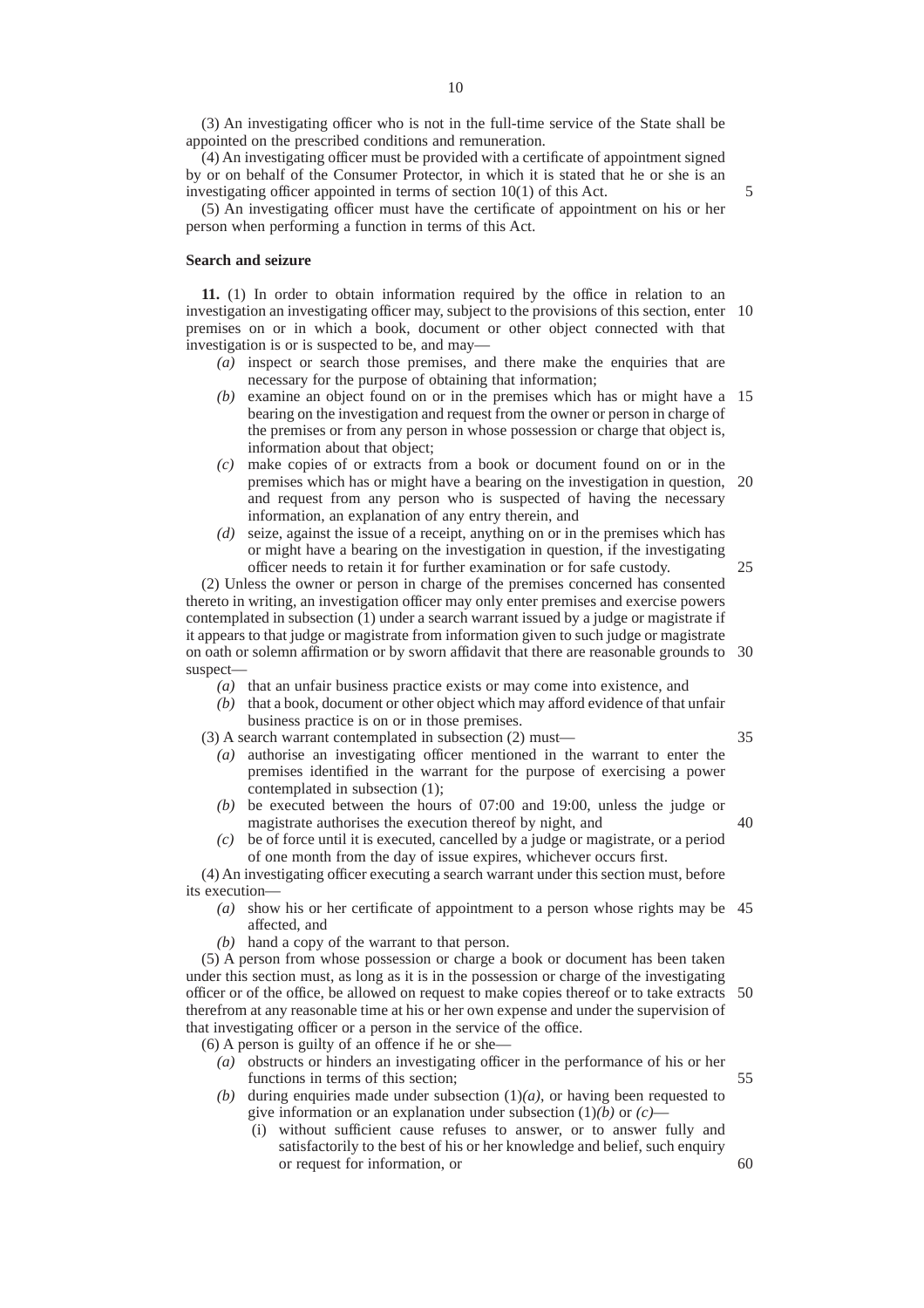(3) An investigating officer who is not in the full-time service of the State shall be appointed on the prescribed conditions and remuneration.

(4) An investigating officer must be provided with a certificate of appointment signed by or on behalf of the Consumer Protector, in which it is stated that he or she is an investigating officer appointed in terms of section 10(1) of this Act.

(5) An investigating officer must have the certificate of appointment on his or her person when performing a function in terms of this Act.

**Search and seizure**

**11.** (1) In order to obtain information required by the office in relation to an investigation an investigating officer may, subject to the provisions of this section, enter premises on or in which a book, document or other object connected with that investigation is or is suspected to be, and may—

- *(a)* inspect or search those premises, and there make the enquiries that are necessary for the purpose of obtaining that information;
- *(b)* examine an object found on or in the premises which has or might have a bearing on the investigation and request from the owner or person in charge of the premises or from any person in whose possession or charge that object is, information about that object;
- *(c)* make copies of or extracts from a book or document found on or in the premises which has or might have a bearing on the investigation in question, and request from any person who is suspected of having the necessary information, an explanation of any entry therein, and
- *(d)* seize, against the issue of a receipt, anything on or in the premises which has or might have a bearing on the investigation in question, if the investigating officer needs to retain it for further examination or for safe custody.

(2) Unless the owner or person in charge of the premises concerned has consented thereto in writing, an investigation officer may only enter premises and exercise powers contemplated in subsection (1) under a search warrant issued by a judge or magistrate if it appears to that judge or magistrate from information given to such judge or magistrate on oath or solemn affirmation or by sworn affidavit that there are reasonable grounds to suspect—

- *(a)* that an unfair business practice exists or may come into existence, and
- *(b)* that a book, document or other object which may afford evidence of that unfair business practice is on or in those premises.

(3) A search warrant contemplated in subsection (2) must—

- *(a)* authorise an investigating officer mentioned in the warrant to enter the premises identified in the warrant for the purpose of exercising a power contemplated in subsection (1);
- *(b)* be executed between the hours of 07:00 and 19:00, unless the judge or magistrate authorises the execution thereof by night, and
- *(c)* be of force until it is executed, cancelled by a judge or magistrate, or a period of one month from the day of issue expires, whichever occurs first.

(4) An investigating officer executing a search warrant under this section must, before its execution—

- *(a)* show his or her certificate of appointment to a person whose rights may be affected, and
- *(b)* hand a copy of the warrant to that person.

(5) A person from whose possession or charge a book or document has been taken under this section must, as long as it is in the possession or charge of the investigating officer or of the office, be allowed on request to make copies thereof or to take extracts therefrom at any reasonable time at his or her own expense and under the supervision of that investigating officer or a person in the service of the office.

(6) A person is guilty of an offence if he or she—

- *(a)* obstructs or hinders an investigating officer in the performance of his or her functions in terms of this section;
- *(b)* during enquiries made under subsection (1)*(a)*, or having been requested to give information or an explanation under subsection (1)*(b)* or *(c)*—
  - (i) without sufficient cause refuses to answer, or to answer fully and satisfactorily to the best of his or her knowledge and belief, such enquiry or request for information, or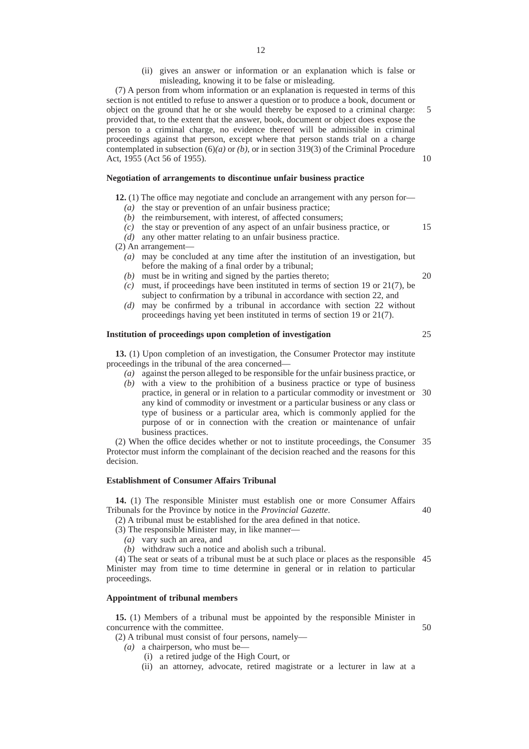(ii) gives an answer or information or an explanation which is false or misleading, knowing it to be false or misleading.

(7) A person from whom information or an explanation is requested in terms of this section is not entitled to refuse to answer a question or to produce a book, document or object on the ground that he or she would thereby be exposed to a criminal charge: provided that, to the extent that the answer, book, document or object does expose the person to a criminal charge, no evidence thereof will be admissible in criminal proceedings against that person, except where that person stands trial on a charge contemplated in subsection (6)*(a)* or *(b)*, or in section 319(3) of the Criminal Procedure Act, 1955 (Act 56 of 1955).

**Negotiation of arrangements to discontinue unfair business practice**

**12.** (1) The office may negotiate and conclude an arrangement with any person for—

*(a)* the stay or prevention of an unfair business practice;
*(b)* the reimbursement, with interest, of affected consumers;
*(c)* the stay or prevention of any aspect of an unfair business practice, or
*(d)* any other matter relating to an unfair business practice.

(2) An arrangement—

*(a)* may be concluded at any time after the institution of an investigation, but before the making of a final order by a tribunal;
*(b)* must be in writing and signed by the parties thereto;
*(c)* must, if proceedings have been instituted in terms of section 19 or 21(7), be subject to confirmation by a tribunal in accordance with section 22, and
*(d)* may be confirmed by a tribunal in accordance with section 22 without proceedings having yet been instituted in terms of section 19 or 21(7).

**Institution of proceedings upon completion of investigation**

**13.** (1) Upon completion of an investigation, the Consumer Protector may institute proceedings in the tribunal of the area concerned—

*(a)* against the person alleged to be responsible for the unfair business practice, or
*(b)* with a view to the prohibition of a business practice or type of business practice, in general or in relation to a particular commodity or investment or any kind of commodity or investment or a particular business or any class or type of business or a particular area, which is commonly applied for the purpose of or in connection with the creation or maintenance of unfair business practices.

(2) When the office decides whether or not to institute proceedings, the Consumer Protector must inform the complainant of the decision reached and the reasons for this decision.

**Establishment of Consumer Affairs Tribunal**

**14.** (1) The responsible Minister must establish one or more Consumer Affairs Tribunals for the Province by notice in the *Provincial Gazette*.

(2) A tribunal must be established for the area defined in that notice.

(3) The responsible Minister may, in like manner—

*(a)* vary such an area, and
*(b)* withdraw such a notice and abolish such a tribunal.

(4) The seat or seats of a tribunal must be at such place or places as the responsible Minister may from time to time determine in general or in relation to particular proceedings.

**Appointment of tribunal members**

**15.** (1) Members of a tribunal must be appointed by the responsible Minister in concurrence with the committee.

(2) A tribunal must consist of four persons, namely—

*(a)* a chairperson, who must be—
(i) a retired judge of the High Court, or
(ii) an attorney, advocate, retired magistrate or a lecturer in law at a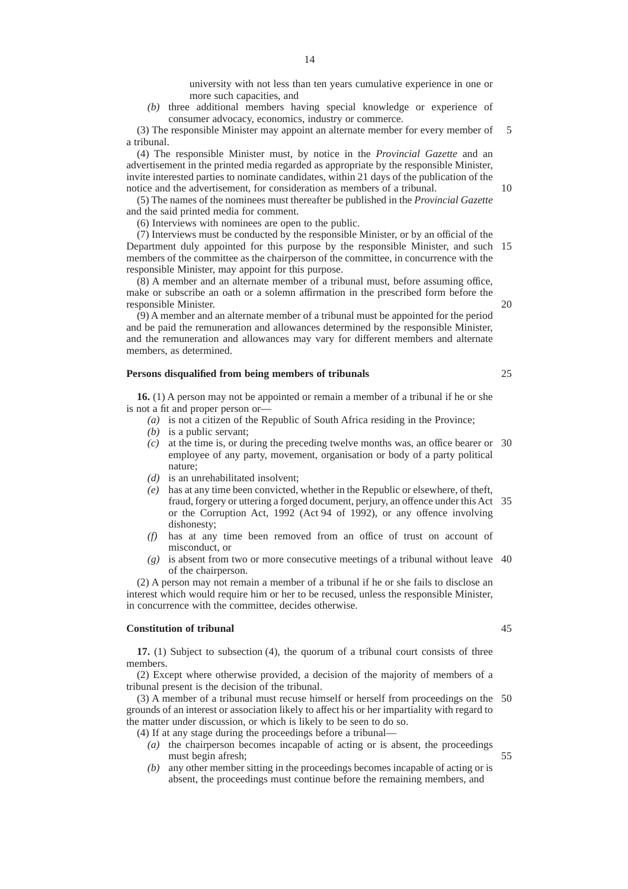university with not less than ten years cumulative experience in one or more such capacities, and

*(b)* three additional members having special knowledge or experience of consumer advocacy, economics, industry or commerce.

(3) The responsible Minister may appoint an alternate member for every member of a tribunal.

(4) The responsible Minister must, by notice in the *Provincial Gazette* and an advertisement in the printed media regarded as appropriate by the responsible Minister, invite interested parties to nominate candidates, within 21 days of the publication of the notice and the advertisement, for consideration as members of a tribunal.

(5) The names of the nominees must thereafter be published in the *Provincial Gazette* and the said printed media for comment.

(6) Interviews with nominees are open to the public.

(7) Interviews must be conducted by the responsible Minister, or by an official of the Department duly appointed for this purpose by the responsible Minister, and such members of the committee as the chairperson of the committee, in concurrence with the responsible Minister, may appoint for this purpose.

(8) A member and an alternate member of a tribunal must, before assuming office, make or subscribe an oath or a solemn affirmation in the prescribed form before the responsible Minister.

(9) A member and an alternate member of a tribunal must be appointed for the period and be paid the remuneration and allowances determined by the responsible Minister, and the remuneration and allowances may vary for different members and alternate members, as determined.

**Persons disqualified from being members of tribunals**

**16.** (1) A person may not be appointed or remain a member of a tribunal if he or she is not a fit and proper person or—

*(a)* is not a citizen of the Republic of South Africa residing in the Province;

*(b)* is a public servant;

*(c)* at the time is, or during the preceding twelve months was, an office bearer or employee of any party, movement, organisation or body of a party political nature;

*(d)* is an unrehabilitated insolvent;

*(e)* has at any time been convicted, whether in the Republic or elsewhere, of theft, fraud, forgery or uttering a forged document, perjury, an offence under this Act or the Corruption Act, 1992 (Act 94 of 1992), or any offence involving dishonesty;

*(f)* has at any time been removed from an office of trust on account of misconduct, or

*(g)* is absent from two or more consecutive meetings of a tribunal without leave of the chairperson.

(2) A person may not remain a member of a tribunal if he or she fails to disclose an interest which would require him or her to be recused, unless the responsible Minister, in concurrence with the committee, decides otherwise.

**Constitution of tribunal**

**17.** (1) Subject to subsection (4), the quorum of a tribunal court consists of three members.

(2) Except where otherwise provided, a decision of the majority of members of a tribunal present is the decision of the tribunal.

(3) A member of a tribunal must recuse himself or herself from proceedings on the grounds of an interest or association likely to affect his or her impartiality with regard to the matter under discussion, or which is likely to be seen to do so.

(4) If at any stage during the proceedings before a tribunal—

*(a)* the chairperson becomes incapable of acting or is absent, the proceedings must begin afresh;

*(b)* any other member sitting in the proceedings becomes incapable of acting or is absent, the proceedings must continue before the remaining members, and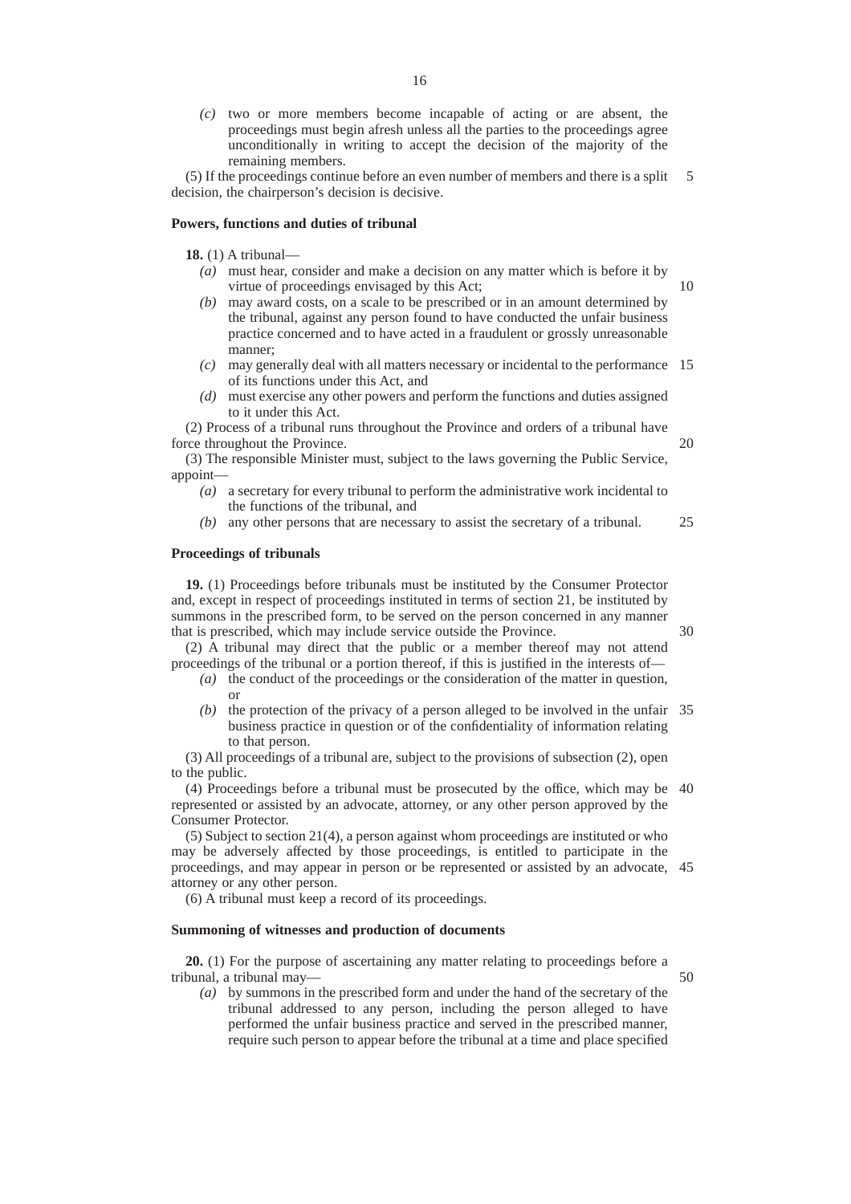*(c)* two or more members become incapable of acting or are absent, the proceedings must begin afresh unless all the parties to the proceedings agree unconditionally in writing to accept the decision of the majority of the remaining members.

(5) If the proceedings continue before an even number of members and there is a split decision, the chairperson's decision is decisive.

**Powers, functions and duties of tribunal**

**18.** (1) A tribunal—

*(a)* must hear, consider and make a decision on any matter which is before it by virtue of proceedings envisaged by this Act;

*(b)* may award costs, on a scale to be prescribed or in an amount determined by the tribunal, against any person found to have conducted the unfair business practice concerned and to have acted in a fraudulent or grossly unreasonable manner;

*(c)* may generally deal with all matters necessary or incidental to the performance of its functions under this Act, and

*(d)* must exercise any other powers and perform the functions and duties assigned to it under this Act.

(2) Process of a tribunal runs throughout the Province and orders of a tribunal have force throughout the Province.

(3) The responsible Minister must, subject to the laws governing the Public Service, appoint—

*(a)* a secretary for every tribunal to perform the administrative work incidental to the functions of the tribunal, and

*(b)* any other persons that are necessary to assist the secretary of a tribunal.

**Proceedings of tribunals**

**19.** (1) Proceedings before tribunals must be instituted by the Consumer Protector and, except in respect of proceedings instituted in terms of section 21, be instituted by summons in the prescribed form, to be served on the person concerned in any manner that is prescribed, which may include service outside the Province.

(2) A tribunal may direct that the public or a member thereof may not attend proceedings of the tribunal or a portion thereof, if this is justified in the interests of—

*(a)* the conduct of the proceedings or the consideration of the matter in question, or

*(b)* the protection of the privacy of a person alleged to be involved in the unfair business practice in question or of the confidentiality of information relating to that person.

(3) All proceedings of a tribunal are, subject to the provisions of subsection (2), open to the public.

(4) Proceedings before a tribunal must be prosecuted by the office, which may be represented or assisted by an advocate, attorney, or any other person approved by the Consumer Protector.

(5) Subject to section 21(4), a person against whom proceedings are instituted or who may be adversely affected by those proceedings, is entitled to participate in the proceedings, and may appear in person or be represented or assisted by an advocate, attorney or any other person.

(6) A tribunal must keep a record of its proceedings.

**Summoning of witnesses and production of documents**

**20.** (1) For the purpose of ascertaining any matter relating to proceedings before a tribunal, a tribunal may—

*(a)* by summons in the prescribed form and under the hand of the secretary of the tribunal addressed to any person, including the person alleged to have performed the unfair business practice and served in the prescribed manner, require such person to appear before the tribunal at a time and place specified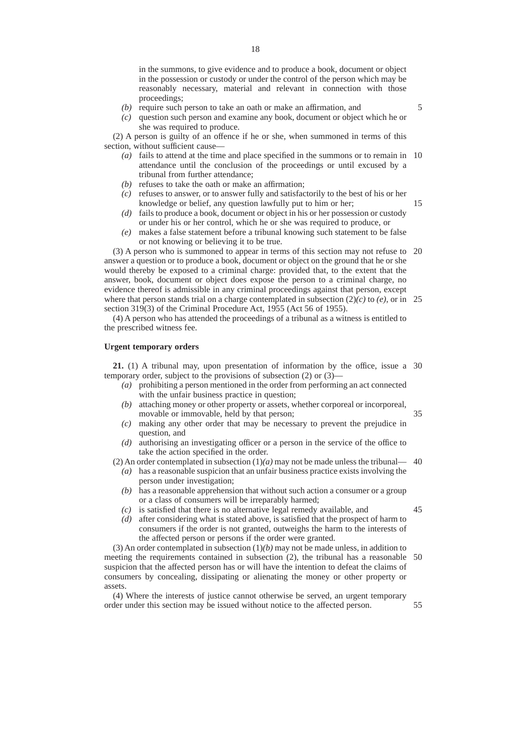in the summons, to give evidence and to produce a book, document or object in the possession or custody or under the control of the person which may be reasonably necessary, material and relevant in connection with those proceedings;

*(b)* require such person to take an oath or make an affirmation, and

*(c)* question such person and examine any book, document or object which he or she was required to produce.

(2) A person is guilty of an offence if he or she, when summoned in terms of this section, without sufficient cause—

*(a)* fails to attend at the time and place specified in the summons or to remain in attendance until the conclusion of the proceedings or until excused by a tribunal from further attendance;

*(b)* refuses to take the oath or make an affirmation;

*(c)* refuses to answer, or to answer fully and satisfactorily to the best of his or her knowledge or belief, any question lawfully put to him or her;

*(d)* fails to produce a book, document or object in his or her possession or custody or under his or her control, which he or she was required to produce, or

*(e)* makes a false statement before a tribunal knowing such statement to be false or not knowing or believing it to be true.

(3) A person who is summoned to appear in terms of this section may not refuse to answer a question or to produce a book, document or object on the ground that he or she would thereby be exposed to a criminal charge: provided that, to the extent that the answer, book, document or object does expose the person to a criminal charge, no evidence thereof is admissible in any criminal proceedings against that person, except where that person stands trial on a charge contemplated in subsection (2)*(c)* to *(e)*, or in section 319(3) of the Criminal Procedure Act, 1955 (Act 56 of 1955).

(4) A person who has attended the proceedings of a tribunal as a witness is entitled to the prescribed witness fee.

**Urgent temporary orders**

**21.** (1) A tribunal may, upon presentation of information by the office, issue a temporary order, subject to the provisions of subsection (2) or (3)—

*(a)* prohibiting a person mentioned in the order from performing an act connected with the unfair business practice in question;

*(b)* attaching money or other property or assets, whether corporeal or incorporeal, movable or immovable, held by that person;

*(c)* making any other order that may be necessary to prevent the prejudice in question, and

*(d)* authorising an investigating officer or a person in the service of the office to take the action specified in the order.

(2) An order contemplated in subsection (1)*(a)* may not be made unless the tribunal—

*(a)* has a reasonable suspicion that an unfair business practice exists involving the person under investigation;

*(b)* has a reasonable apprehension that without such action a consumer or a group or a class of consumers will be irreparably harmed;

*(c)* is satisfied that there is no alternative legal remedy available, and

*(d)* after considering what is stated above, is satisfied that the prospect of harm to consumers if the order is not granted, outweighs the harm to the interests of the affected person or persons if the order were granted.

(3) An order contemplated in subsection (1)*(b)* may not be made unless, in addition to meeting the requirements contained in subsection (2), the tribunal has a reasonable suspicion that the affected person has or will have the intention to defeat the claims of consumers by concealing, dissipating or alienating the money or other property or assets.

(4) Where the interests of justice cannot otherwise be served, an urgent temporary order under this section may be issued without notice to the affected person.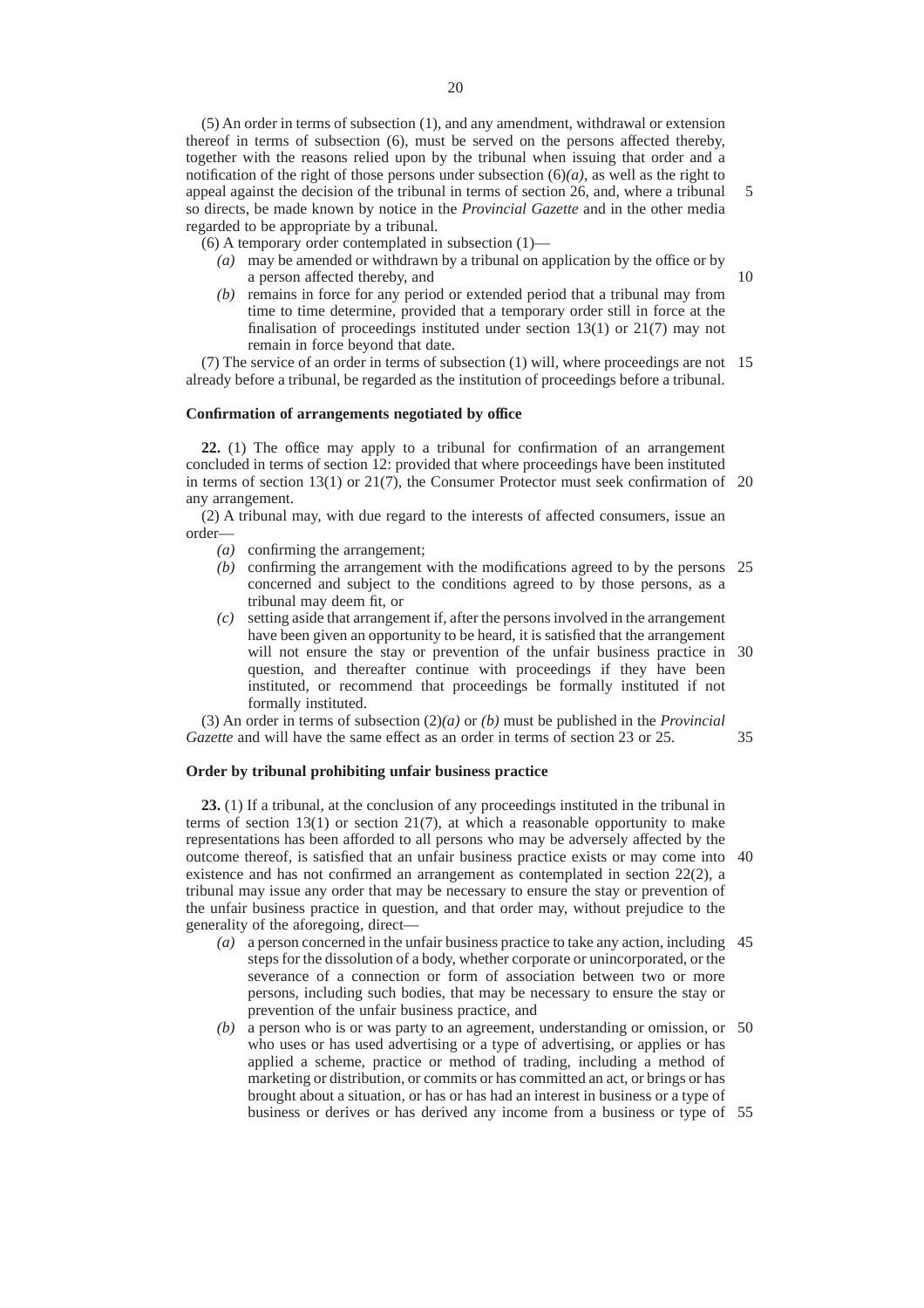(5) An order in terms of subsection (1), and any amendment, withdrawal or extension thereof in terms of subsection (6), must be served on the persons affected thereby, together with the reasons relied upon by the tribunal when issuing that order and a notification of the right of those persons under subsection (6)*(a)*, as well as the right to appeal against the decision of the tribunal in terms of section 26, and, where a tribunal so directs, be made known by notice in the *Provincial Gazette* and in the other media regarded to be appropriate by a tribunal.

(6) A temporary order contemplated in subsection (1)—

- *(a)* may be amended or withdrawn by a tribunal on application by the office or by a person affected thereby, and
- *(b)* remains in force for any period or extended period that a tribunal may from time to time determine, provided that a temporary order still in force at the finalisation of proceedings instituted under section 13(1) or 21(7) may not remain in force beyond that date.

(7) The service of an order in terms of subsection (1) will, where proceedings are not already before a tribunal, be regarded as the institution of proceedings before a tribunal.

**Confirmation of arrangements negotiated by office**

**22.** (1) The office may apply to a tribunal for confirmation of an arrangement concluded in terms of section 12: provided that where proceedings have been instituted in terms of section 13(1) or 21(7), the Consumer Protector must seek confirmation of any arrangement.

(2) A tribunal may, with due regard to the interests of affected consumers, issue an order—

- *(a)* confirming the arrangement;
- *(b)* confirming the arrangement with the modifications agreed to by the persons concerned and subject to the conditions agreed to by those persons, as a tribunal may deem fit, or
- *(c)* setting aside that arrangement if, after the persons involved in the arrangement have been given an opportunity to be heard, it is satisfied that the arrangement will not ensure the stay or prevention of the unfair business practice in question, and thereafter continue with proceedings if they have been instituted, or recommend that proceedings be formally instituted if not formally instituted.

(3) An order in terms of subsection (2)*(a)* or *(b)* must be published in the *Provincial Gazette* and will have the same effect as an order in terms of section 23 or 25.

**Order by tribunal prohibiting unfair business practice**

**23.** (1) If a tribunal, at the conclusion of any proceedings instituted in the tribunal in terms of section 13(1) or section 21(7), at which a reasonable opportunity to make representations has been afforded to all persons who may be adversely affected by the outcome thereof, is satisfied that an unfair business practice exists or may come into existence and has not confirmed an arrangement as contemplated in section 22(2), a tribunal may issue any order that may be necessary to ensure the stay or prevention of the unfair business practice in question, and that order may, without prejudice to the generality of the aforegoing, direct—

- *(a)* a person concerned in the unfair business practice to take any action, including steps for the dissolution of a body, whether corporate or unincorporated, or the severance of a connection or form of association between two or more persons, including such bodies, that may be necessary to ensure the stay or prevention of the unfair business practice, and
- *(b)* a person who is or was party to an agreement, understanding or omission, or who uses or has used advertising or a type of advertising, or applies or has applied a scheme, practice or method of trading, including a method of marketing or distribution, or commits or has committed an act, or brings or has brought about a situation, or has or has had an interest in business or a type of business or derives or has derived any income from a business or type of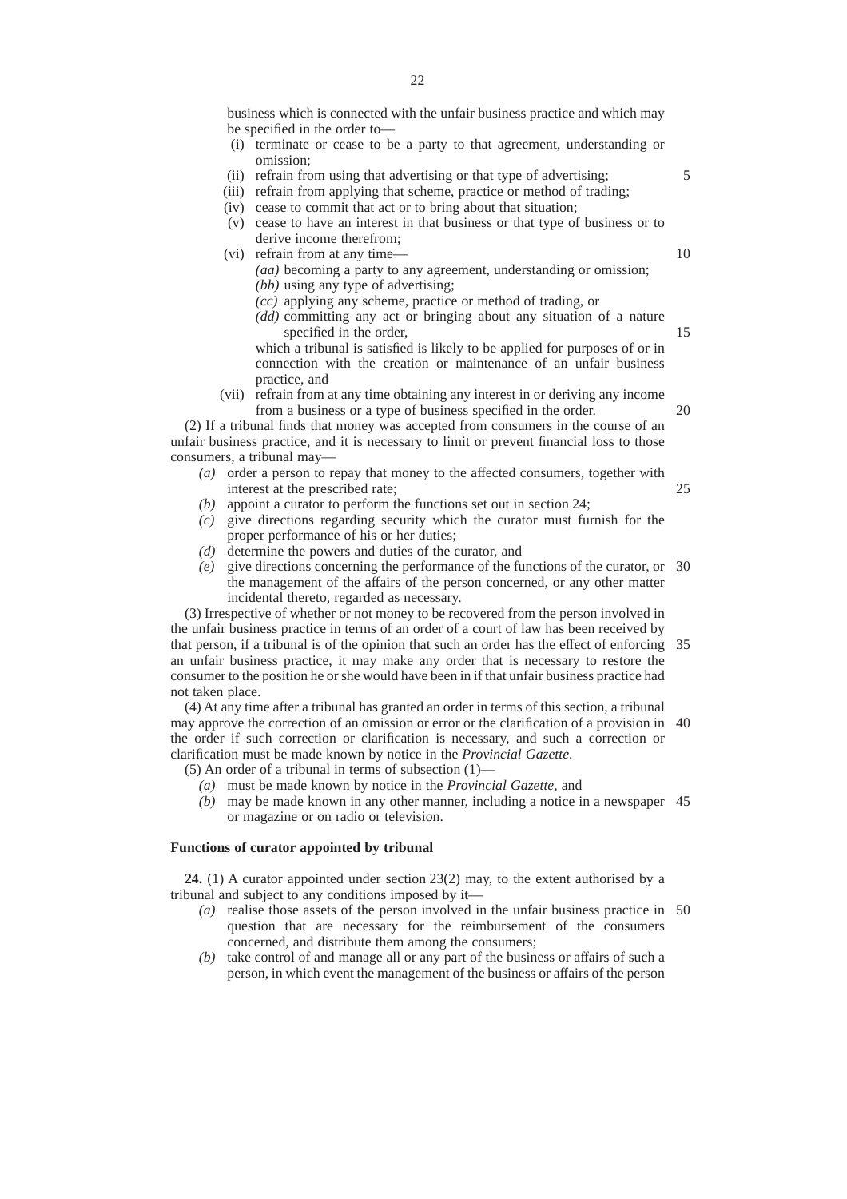business which is connected with the unfair business practice and which may be specified in the order to—

- (i) terminate or cease to be a party to that agreement, understanding or omission;
- (ii) refrain from using that advertising or that type of advertising;
- (iii) refrain from applying that scheme, practice or method of trading;
- (iv) cease to commit that act or to bring about that situation;
- (v) cease to have an interest in that business or that type of business or to derive income therefrom;
- (vi) refrain from at any time—
  - *(aa)* becoming a party to any agreement, understanding or omission;
  - *(bb)* using any type of advertising;
  - *(cc)* applying any scheme, practice or method of trading, or
  - *(dd)* committing any act or bringing about any situation of a nature specified in the order,

  which a tribunal is satisfied is likely to be applied for purposes of or in connection with the creation or maintenance of an unfair business practice, and
- (vii) refrain from at any time obtaining any interest in or deriving any income from a business or a type of business specified in the order.

(2) If a tribunal finds that money was accepted from consumers in the course of an unfair business practice, and it is necessary to limit or prevent financial loss to those consumers, a tribunal may—

- *(a)* order a person to repay that money to the affected consumers, together with interest at the prescribed rate;
- *(b)* appoint a curator to perform the functions set out in section 24;
- *(c)* give directions regarding security which the curator must furnish for the proper performance of his or her duties;
- *(d)* determine the powers and duties of the curator, and
- *(e)* give directions concerning the performance of the functions of the curator, or the management of the affairs of the person concerned, or any other matter incidental thereto, regarded as necessary.

(3) Irrespective of whether or not money to be recovered from the person involved in the unfair business practice in terms of an order of a court of law has been received by that person, if a tribunal is of the opinion that such an order has the effect of enforcing an unfair business practice, it may make any order that is necessary to restore the consumer to the position he or she would have been in if that unfair business practice had not taken place.

(4) At any time after a tribunal has granted an order in terms of this section, a tribunal may approve the correction of an omission or error or the clarification of a provision in the order if such correction or clarification is necessary, and such a correction or clarification must be made known by notice in the *Provincial Gazette*.

(5) An order of a tribunal in terms of subsection (1)—

- *(a)* must be made known by notice in the *Provincial Gazette,* and
- *(b)* may be made known in any other manner, including a notice in a newspaper or magazine or on radio or television.

**Functions of curator appointed by tribunal**

**24.** (1) A curator appointed under section 23(2) may, to the extent authorised by a tribunal and subject to any conditions imposed by it—

- *(a)* realise those assets of the person involved in the unfair business practice in question that are necessary for the reimbursement of the consumers concerned, and distribute them among the consumers;
- *(b)* take control of and manage all or any part of the business or affairs of such a person, in which event the management of the business or affairs of the person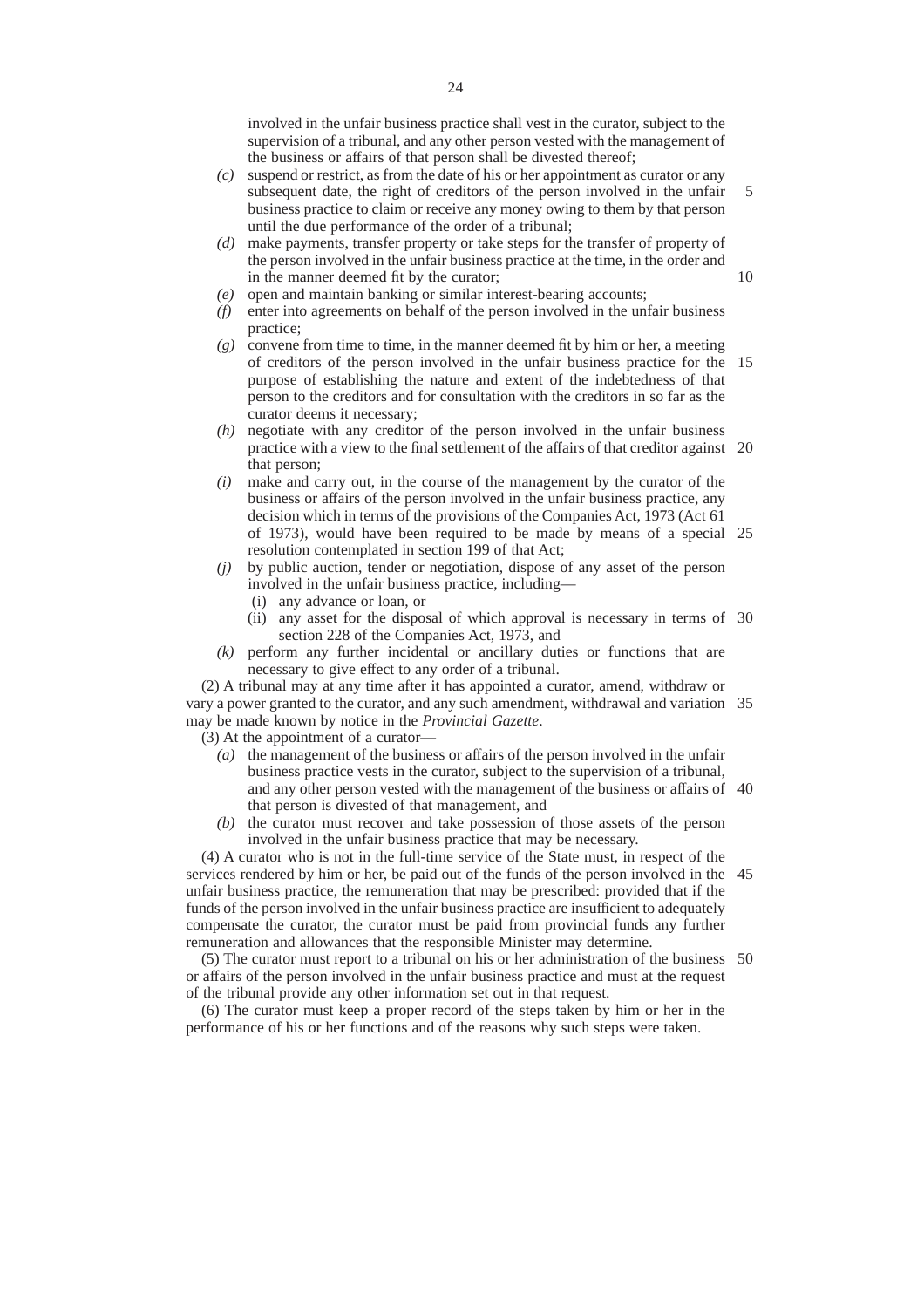involved in the unfair business practice shall vest in the curator, subject to the supervision of a tribunal, and any other person vested with the management of the business or affairs of that person shall be divested thereof;

*(c)* suspend or restrict, as from the date of his or her appointment as curator or any subsequent date, the right of creditors of the person involved in the unfair business practice to claim or receive any money owing to them by that person until the due performance of the order of a tribunal;

*(d)* make payments, transfer property or take steps for the transfer of property of the person involved in the unfair business practice at the time, in the order and in the manner deemed fit by the curator;

*(e)* open and maintain banking or similar interest-bearing accounts;

*(f)* enter into agreements on behalf of the person involved in the unfair business practice;

*(g)* convene from time to time, in the manner deemed fit by him or her, a meeting of creditors of the person involved in the unfair business practice for the purpose of establishing the nature and extent of the indebtedness of that person to the creditors and for consultation with the creditors in so far as the curator deems it necessary;

*(h)* negotiate with any creditor of the person involved in the unfair business practice with a view to the final settlement of the affairs of that creditor against that person;

*(i)* make and carry out, in the course of the management by the curator of the business or affairs of the person involved in the unfair business practice, any decision which in terms of the provisions of the Companies Act, 1973 (Act 61 of 1973), would have been required to be made by means of a special resolution contemplated in section 199 of that Act;

*(j)* by public auction, tender or negotiation, dispose of any asset of the person involved in the unfair business practice, including—

(i) any advance or loan, or

(ii) any asset for the disposal of which approval is necessary in terms of section 228 of the Companies Act, 1973, and

*(k)* perform any further incidental or ancillary duties or functions that are necessary to give effect to any order of a tribunal.

(2) A tribunal may at any time after it has appointed a curator, amend, withdraw or vary a power granted to the curator, and any such amendment, withdrawal and variation may be made known by notice in the *Provincial Gazette*.

(3) At the appointment of a curator—

*(a)* the management of the business or affairs of the person involved in the unfair business practice vests in the curator, subject to the supervision of a tribunal, and any other person vested with the management of the business or affairs of that person is divested of that management, and

*(b)* the curator must recover and take possession of those assets of the person involved in the unfair business practice that may be necessary.

(4) A curator who is not in the full-time service of the State must, in respect of the services rendered by him or her, be paid out of the funds of the person involved in the unfair business practice, the remuneration that may be prescribed: provided that if the funds of the person involved in the unfair business practice are insufficient to adequately compensate the curator, the curator must be paid from provincial funds any further remuneration and allowances that the responsible Minister may determine.

(5) The curator must report to a tribunal on his or her administration of the business or affairs of the person involved in the unfair business practice and must at the request of the tribunal provide any other information set out in that request.

(6) The curator must keep a proper record of the steps taken by him or her in the performance of his or her functions and of the reasons why such steps were taken.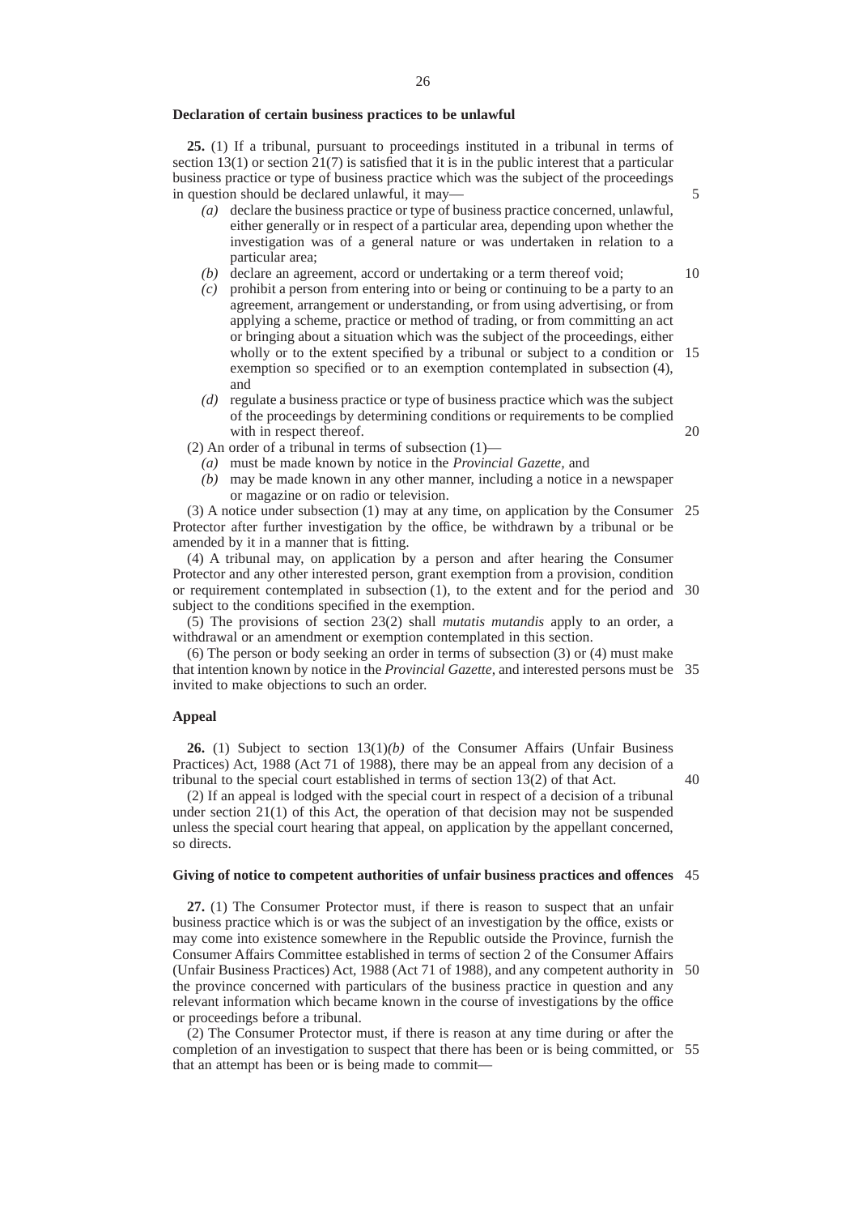**Declaration of certain business practices to be unlawful**

**25.** (1) If a tribunal, pursuant to proceedings instituted in a tribunal in terms of section 13(1) or section 21(7) is satisfied that it is in the public interest that a particular business practice or type of business practice which was the subject of the proceedings in question should be declared unlawful, it may—

- *(a)* declare the business practice or type of business practice concerned, unlawful, either generally or in respect of a particular area, depending upon whether the investigation was of a general nature or was undertaken in relation to a particular area;
- *(b)* declare an agreement, accord or undertaking or a term thereof void;
- *(c)* prohibit a person from entering into or being or continuing to be a party to an agreement, arrangement or understanding, or from using advertising, or from applying a scheme, practice or method of trading, or from committing an act or bringing about a situation which was the subject of the proceedings, either wholly or to the extent specified by a tribunal or subject to a condition or exemption so specified or to an exemption contemplated in subsection (4), and
- *(d)* regulate a business practice or type of business practice which was the subject of the proceedings by determining conditions or requirements to be complied with in respect thereof.

(2) An order of a tribunal in terms of subsection (1)—

- *(a)* must be made known by notice in the *Provincial Gazette,* and
- *(b)* may be made known in any other manner, including a notice in a newspaper or magazine or on radio or television.

(3) A notice under subsection (1) may at any time, on application by the Consumer Protector after further investigation by the office, be withdrawn by a tribunal or be amended by it in a manner that is fitting.

(4) A tribunal may, on application by a person and after hearing the Consumer Protector and any other interested person, grant exemption from a provision, condition or requirement contemplated in subsection (1), to the extent and for the period and subject to the conditions specified in the exemption.

(5) The provisions of section 23(2) shall *mutatis mutandis* apply to an order, a withdrawal or an amendment or exemption contemplated in this section.

(6) The person or body seeking an order in terms of subsection (3) or (4) must make that intention known by notice in the *Provincial Gazette*, and interested persons must be invited to make objections to such an order.

**Appeal**

**26.** (1) Subject to section 13(1)*(b)* of the Consumer Affairs (Unfair Business Practices) Act, 1988 (Act 71 of 1988), there may be an appeal from any decision of a tribunal to the special court established in terms of section 13(2) of that Act.

(2) If an appeal is lodged with the special court in respect of a decision of a tribunal under section 21(1) of this Act, the operation of that decision may not be suspended unless the special court hearing that appeal, on application by the appellant concerned, so directs.

**Giving of notice to competent authorities of unfair business practices and offences**

**27.** (1) The Consumer Protector must, if there is reason to suspect that an unfair business practice which is or was the subject of an investigation by the office, exists or may come into existence somewhere in the Republic outside the Province, furnish the Consumer Affairs Committee established in terms of section 2 of the Consumer Affairs (Unfair Business Practices) Act, 1988 (Act 71 of 1988), and any competent authority in the province concerned with particulars of the business practice in question and any relevant information which became known in the course of investigations by the office or proceedings before a tribunal.

(2) The Consumer Protector must, if there is reason at any time during or after the completion of an investigation to suspect that there has been or is being committed, or that an attempt has been or is being made to commit—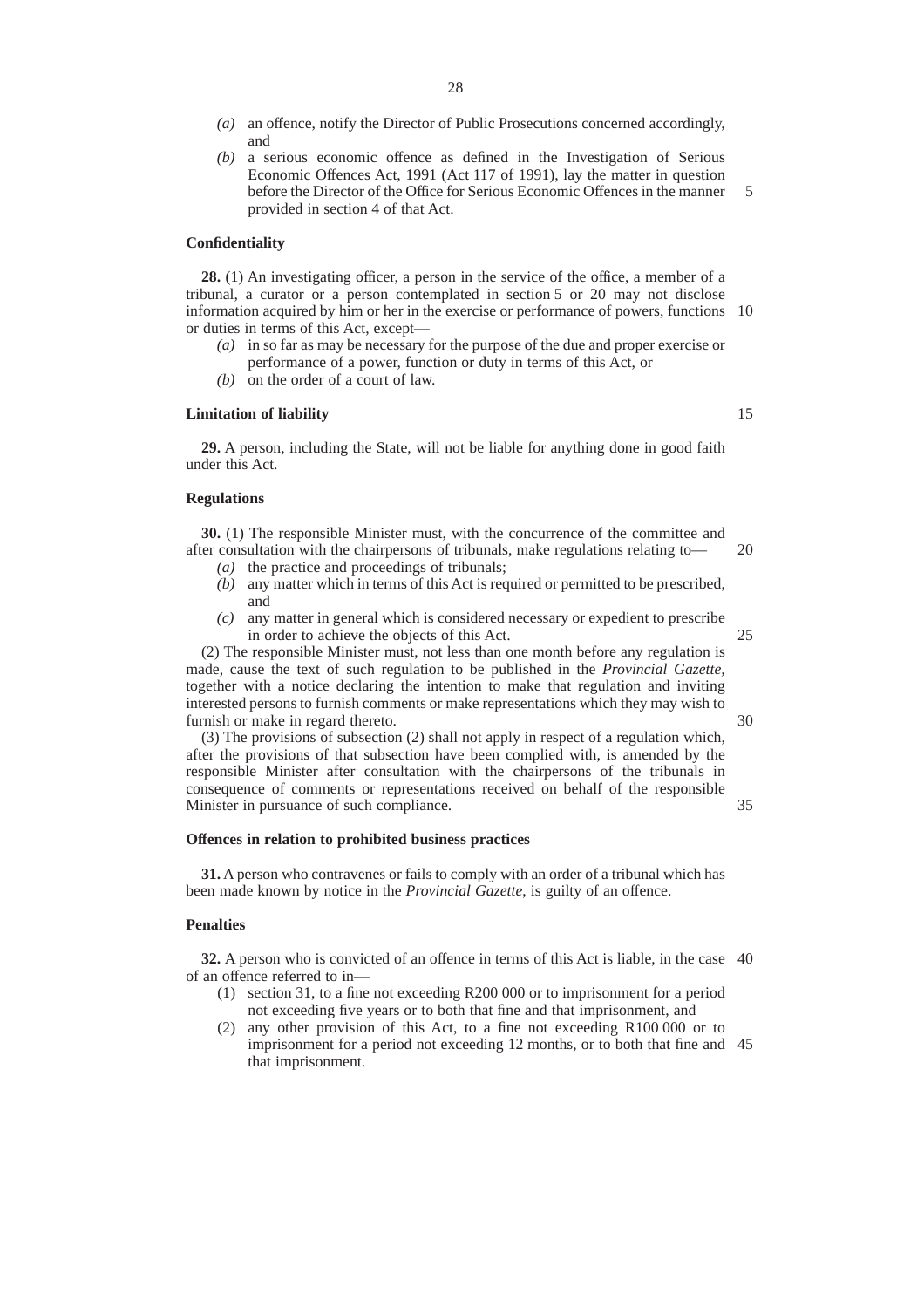*(a)* an offence, notify the Director of Public Prosecutions concerned accordingly, and

*(b)* a serious economic offence as defined in the Investigation of Serious Economic Offences Act, 1991 (Act 117 of 1991), lay the matter in question before the Director of the Office for Serious Economic Offences in the manner provided in section 4 of that Act.

**Confidentiality**

**28.** (1) An investigating officer, a person in the service of the office, a member of a tribunal, a curator or a person contemplated in section 5 or 20 may not disclose information acquired by him or her in the exercise or performance of powers, functions or duties in terms of this Act, except—

*(a)* in so far as may be necessary for the purpose of the due and proper exercise or performance of a power, function or duty in terms of this Act, or

*(b)* on the order of a court of law.

**Limitation of liability**

**29.** A person, including the State, will not be liable for anything done in good faith under this Act.

**Regulations**

**30.** (1) The responsible Minister must, with the concurrence of the committee and after consultation with the chairpersons of tribunals, make regulations relating to—

*(a)* the practice and proceedings of tribunals;

*(b)* any matter which in terms of this Act is required or permitted to be prescribed, and

*(c)* any matter in general which is considered necessary or expedient to prescribe in order to achieve the objects of this Act.

(2) The responsible Minister must, not less than one month before any regulation is made, cause the text of such regulation to be published in the *Provincial Gazette*, together with a notice declaring the intention to make that regulation and inviting interested persons to furnish comments or make representations which they may wish to furnish or make in regard thereto.

(3) The provisions of subsection (2) shall not apply in respect of a regulation which, after the provisions of that subsection have been complied with, is amended by the responsible Minister after consultation with the chairpersons of the tribunals in consequence of comments or representations received on behalf of the responsible Minister in pursuance of such compliance.

**Offences in relation to prohibited business practices**

**31.** A person who contravenes or fails to comply with an order of a tribunal which has been made known by notice in the *Provincial Gazette*, is guilty of an offence.

**Penalties**

**32.** A person who is convicted of an offence in terms of this Act is liable, in the case of an offence referred to in—

(1) section 31, to a fine not exceeding R200 000 or to imprisonment for a period not exceeding five years or to both that fine and that imprisonment, and

(2) any other provision of this Act, to a fine not exceeding R100 000 or to imprisonment for a period not exceeding 12 months, or to both that fine and that imprisonment.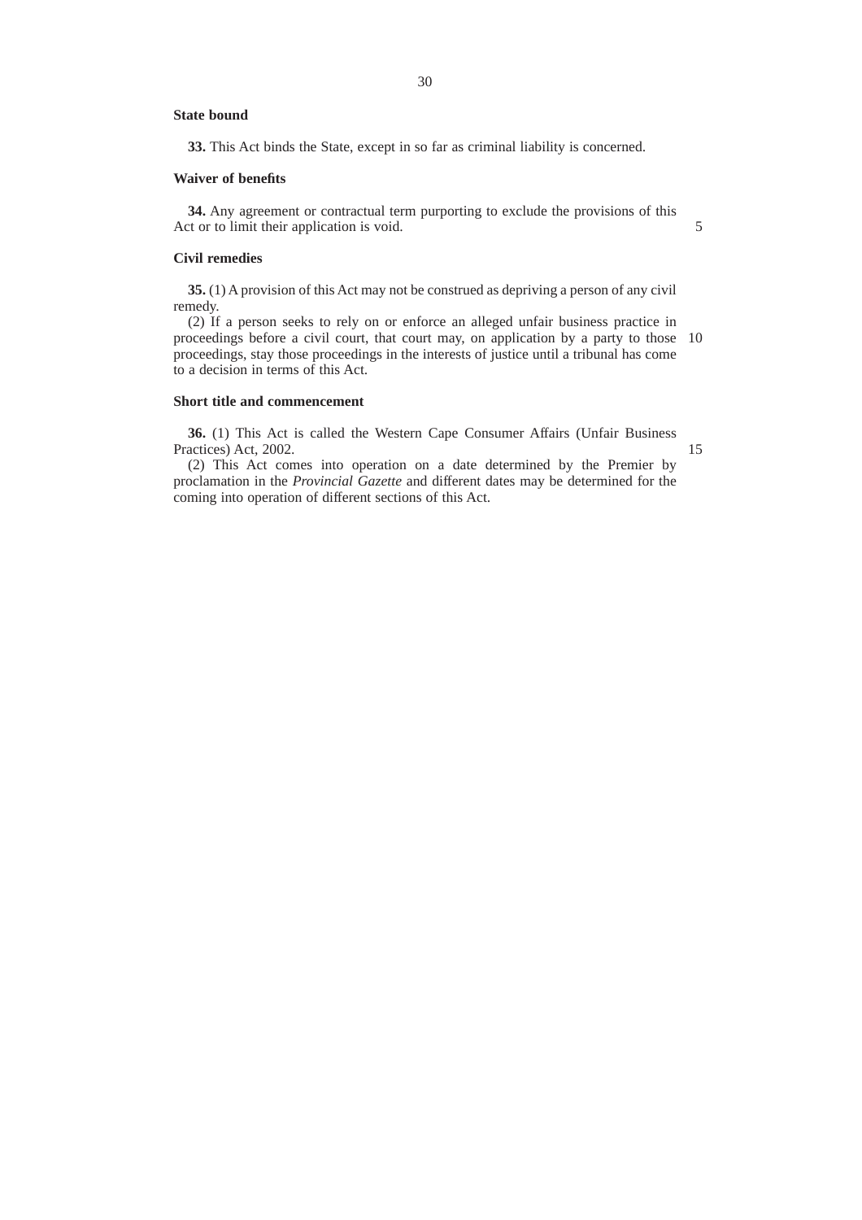**State bound**

**33.** This Act binds the State, except in so far as criminal liability is concerned.

**Waiver of benefits**

**34.** Any agreement or contractual term purporting to exclude the provisions of this Act or to limit their application is void.

**Civil remedies**

**35.** (1) A provision of this Act may not be construed as depriving a person of any civil remedy.

(2) If a person seeks to rely on or enforce an alleged unfair business practice in proceedings before a civil court, that court may, on application by a party to those proceedings, stay those proceedings in the interests of justice until a tribunal has come to a decision in terms of this Act.

**Short title and commencement**

**36.** (1) This Act is called the Western Cape Consumer Affairs (Unfair Business Practices) Act, 2002.

(2) This Act comes into operation on a date determined by the Premier by proclamation in the *Provincial Gazette* and different dates may be determined for the coming into operation of different sections of this Act.